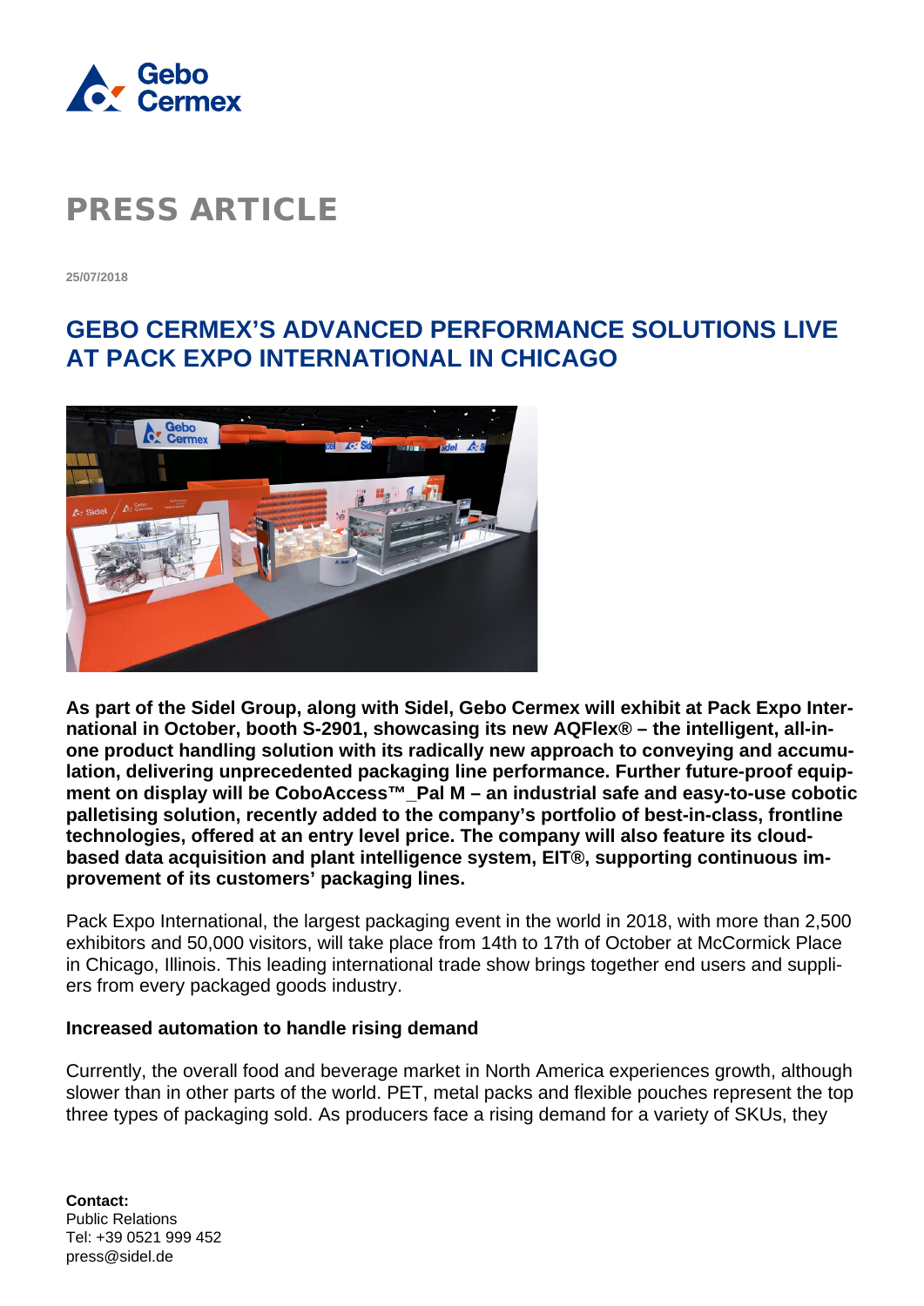# PRESS ARTICLE

25/07/2018

## GEBO CERMEX'S ADVANCED PERFORMANCE SOLUTIONS LIVE AT PACK EXPO INTERNATIONAL IN CHICAGO

**As part of the Sidel Group, along with Sidel, Gebo Cermex will exhibit at Pack Expo International in October, booth S-2901, showcasing its new AQFlex® – the intelligent, all-in-one product handling solution with its radically new approach to conveying and accumulation, delivering unprecedented packaging line performance. Further future-proof equipment on display will be CoboAccess™_Pal M – an industrial safe and easy-to-use cobotic palletising solution, recently added to the company's portfolio of best-in-class, frontline technologies, offered at an entry level price. The company will also feature its cloud-based data acquisition and plant intelligence system, EIT®, supporting continuous improvement of its customers' packaging lines.**

Pack Expo International, the largest packaging event in the world in 2018, with more than 2,500 exhibitors and 50,000 visitors, will take place from 14th to 17th of October at McCormick Place in Chicago, Illinois. This leading international trade show brings together end users and suppliers from every packaged goods industry.

### Increased automation to handle rising demand

Currently, the overall food and beverage market in North America experiences growth, although slower than in other parts of the world. PET, metal packs and flexible pouches represent the top three types of packaging sold. As producers face a rising demand for a variety of SKUs, they

**Contact:**
Public Relations
Tel: +39 0521 999 452
press@sidel.de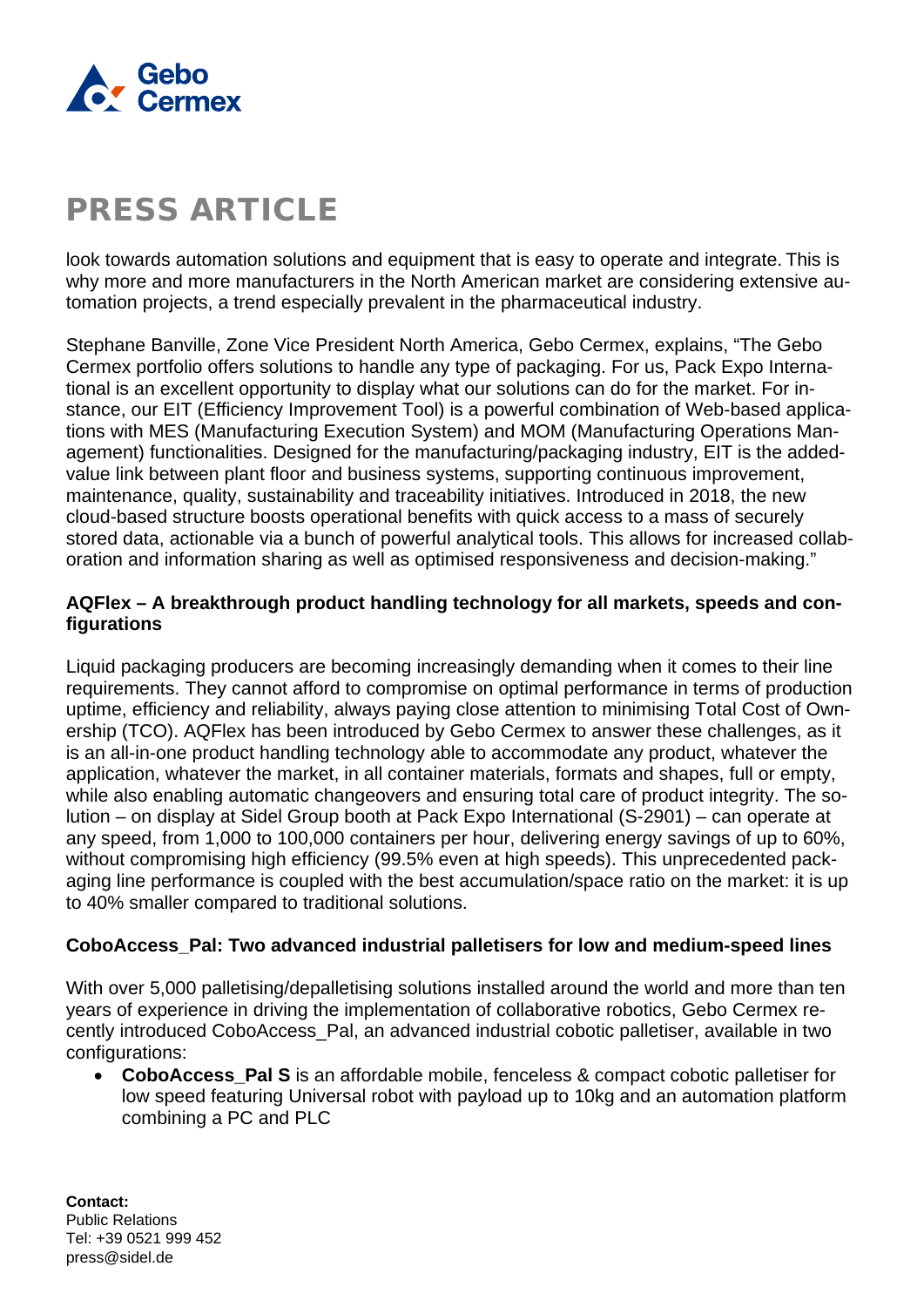look towards automation solutions and equipment that is easy to operate and integrate. This is why more and more manufacturers in the North American market are considering extensive automation projects, a trend especially prevalent in the pharmaceutical industry.

Stephane Banville, Zone Vice President North America, Gebo Cermex, explains, "The Gebo Cermex portfolio offers solutions to handle any type of packaging. For us, Pack Expo International is an excellent opportunity to display what our solutions can do for the market. For instance, our EIT (Efficiency Improvement Tool) is a powerful combination of Web-based applications with MES (Manufacturing Execution System) and MOM (Manufacturing Operations Management) functionalities. Designed for the manufacturing/packaging industry, EIT is the added-value link between plant floor and business systems, supporting continuous improvement, maintenance, quality, sustainability and traceability initiatives. Introduced in 2018, the new cloud-based structure boosts operational benefits with quick access to a mass of securely stored data, actionable via a bunch of powerful analytical tools. This allows for increased collaboration and information sharing as well as optimised responsiveness and decision-making."

**AQFlex – A breakthrough product handling technology for all markets, speeds and configurations**

Liquid packaging producers are becoming increasingly demanding when it comes to their line requirements. They cannot afford to compromise on optimal performance in terms of production uptime, efficiency and reliability, always paying close attention to minimising Total Cost of Ownership (TCO). AQFlex has been introduced by Gebo Cermex to answer these challenges, as it is an all-in-one product handling technology able to accommodate any product, whatever the application, whatever the market, in all container materials, formats and shapes, full or empty, while also enabling automatic changeovers and ensuring total care of product integrity. The solution – on display at Sidel Group booth at Pack Expo International (S-2901) – can operate at any speed, from 1,000 to 100,000 containers per hour, delivering energy savings of up to 60%, without compromising high efficiency (99.5% even at high speeds). This unprecedented packaging line performance is coupled with the best accumulation/space ratio on the market: it is up to 40% smaller compared to traditional solutions.

**CoboAccess_Pal: Two advanced industrial palletisers for low and medium-speed lines**

With over 5,000 palletising/depalletising solutions installed around the world and more than ten years of experience in driving the implementation of collaborative robotics, Gebo Cermex recently introduced CoboAccess_Pal, an advanced industrial cobotic palletiser, available in two configurations:

- **CoboAccess_Pal S** is an affordable mobile, fenceless & compact cobotic palletiser for low speed featuring Universal robot with payload up to 10kg and an automation platform combining a PC and PLC

**Contact:**
Public Relations
Tel: +39 0521 999 452
press@sidel.de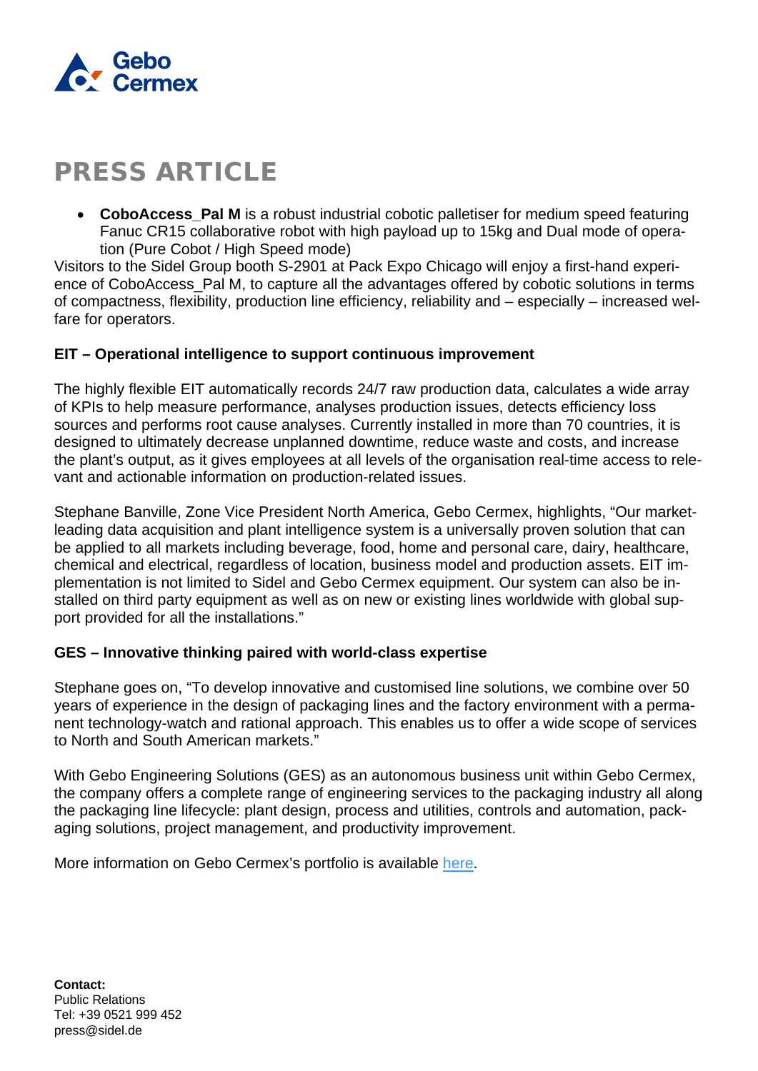# PRESS ARTICLE

- **CoboAccess_Pal M** is a robust industrial cobotic palletiser for medium speed featuring Fanuc CR15 collaborative robot with high payload up to 15kg and Dual mode of operation (Pure Cobot / High Speed mode)

Visitors to the Sidel Group booth S-2901 at Pack Expo Chicago will enjoy a first-hand experience of CoboAccess_Pal M, to capture all the advantages offered by cobotic solutions in terms of compactness, flexibility, production line efficiency, reliability and – especially – increased welfare for operators.

**EIT – Operational intelligence to support continuous improvement**

The highly flexible EIT automatically records 24/7 raw production data, calculates a wide array of KPIs to help measure performance, analyses production issues, detects efficiency loss sources and performs root cause analyses. Currently installed in more than 70 countries, it is designed to ultimately decrease unplanned downtime, reduce waste and costs, and increase the plant's output, as it gives employees at all levels of the organisation real-time access to relevant and actionable information on production-related issues.

Stephane Banville, Zone Vice President North America, Gebo Cermex, highlights, "Our market-leading data acquisition and plant intelligence system is a universally proven solution that can be applied to all markets including beverage, food, home and personal care, dairy, healthcare, chemical and electrical, regardless of location, business model and production assets. EIT implementation is not limited to Sidel and Gebo Cermex equipment. Our system can also be installed on third party equipment as well as on new or existing lines worldwide with global support provided for all the installations."

**GES – Innovative thinking paired with world-class expertise**

Stephane goes on, "To develop innovative and customised line solutions, we combine over 50 years of experience in the design of packaging lines and the factory environment with a permanent technology-watch and rational approach. This enables us to offer a wide scope of services to North and South American markets."

With Gebo Engineering Solutions (GES) as an autonomous business unit within Gebo Cermex, the company offers a complete range of engineering services to the packaging industry all along the packaging line lifecycle: plant design, process and utilities, controls and automation, packaging solutions, project management, and productivity improvement.

More information on Gebo Cermex's portfolio is available here.

**Contact:**
Public Relations
Tel: +39 0521 999 452
press@sidel.de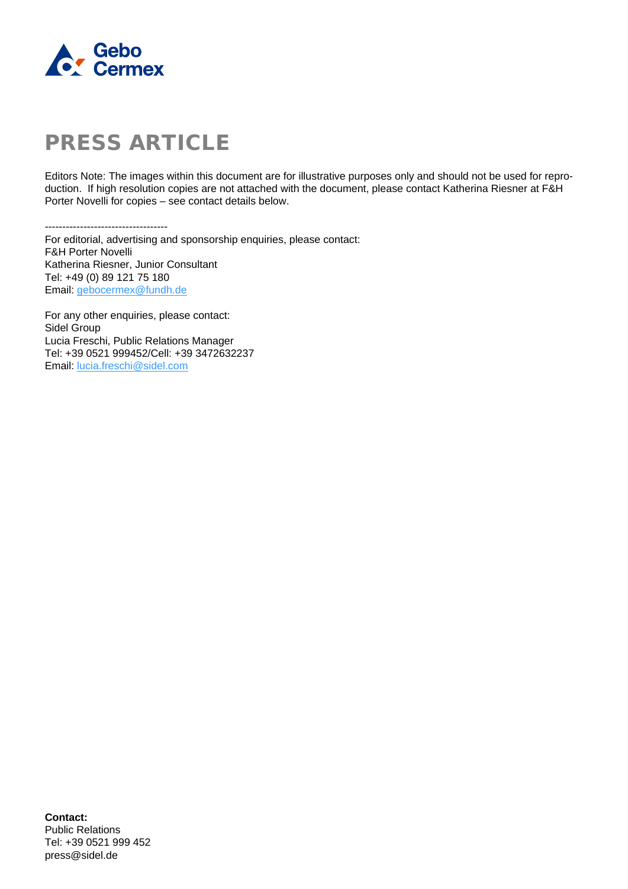# PRESS ARTICLE

Editors Note: The images within this document are for illustrative purposes only and should not be used for reproduction. If high resolution copies are not attached with the document, please contact Katherina Riesner at F&H Porter Novelli for copies – see contact details below.

-----------------------------------

For editorial, advertising and sponsorship enquiries, please contact:
F&H Porter Novelli
Katherina Riesner, Junior Consultant
Tel: +49 (0) 89 121 75 180
Email: gebocermex@fundh.de

For any other enquiries, please contact:
Sidel Group
Lucia Freschi, Public Relations Manager
Tel: +39 0521 999452/Cell: +39 3472632237
Email: lucia.freschi@sidel.com

**Contact:**
Public Relations
Tel: +39 0521 999 452
press@sidel.de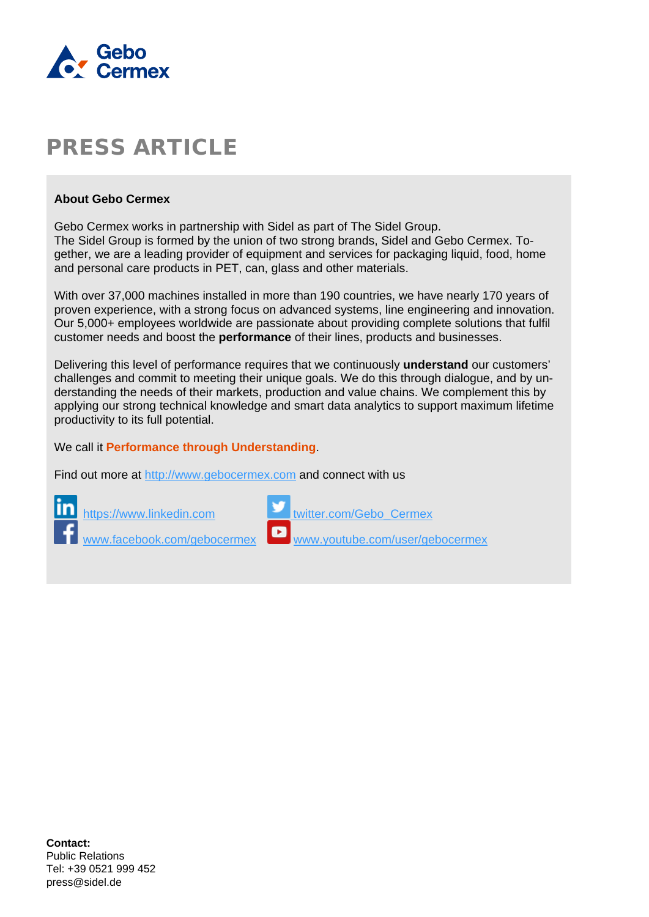# PRESS ARTICLE

**About Gebo Cermex**

Gebo Cermex works in partnership with Sidel as part of The Sidel Group.
The Sidel Group is formed by the union of two strong brands, Sidel and Gebo Cermex. Together, we are a leading provider of equipment and services for packaging liquid, food, home and personal care products in PET, can, glass and other materials.

With over 37,000 machines installed in more than 190 countries, we have nearly 170 years of proven experience, with a strong focus on advanced systems, line engineering and innovation. Our 5,000+ employees worldwide are passionate about providing complete solutions that fulfil customer needs and boost the **performance** of their lines, products and businesses.

Delivering this level of performance requires that we continuously **understand** our customers' challenges and commit to meeting their unique goals. We do this through dialogue, and by understanding the needs of their markets, production and value chains. We complement this by applying our strong technical knowledge and smart data analytics to support maximum lifetime productivity to its full potential.

We call it **Performance through Understanding**.

Find out more at http://www.gebocermex.com and connect with us

https://www.linkedin.com

twitter.com/Gebo_Cermex

www.facebook.com/gebocermex

www.youtube.com/user/gebocermex

**Contact:**
Public Relations
Tel: +39 0521 999 452
press@sidel.de